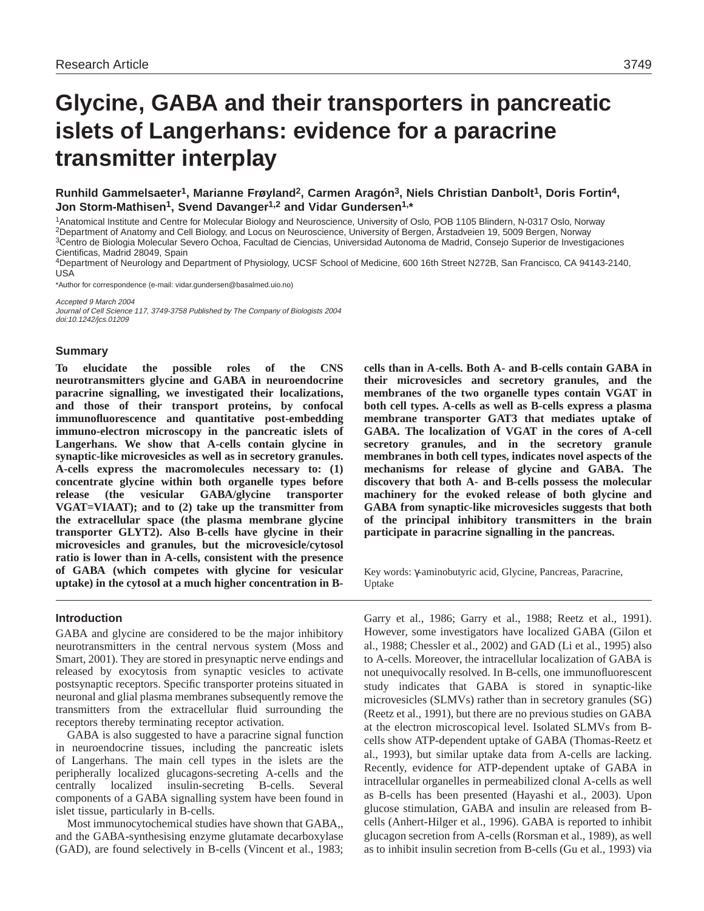Research Article

# Glycine, GABA and their transporters in pancreatic islets of Langerhans: evidence for a paracrine transmitter interplay

**Runhild Gammelsaeter[1], Marianne Frøyland[2], Carmen Aragón[3], Niels Christian Danbolt[1], Doris Fortin[4], Jon Storm-Mathisen[1], Svend Davanger[1,2] and Vidar Gundersen[1,*]**

[1]Anatomical Institute and Centre for Molecular Biology and Neuroscience, University of Oslo, POB 1105 Blindern, N-0317 Oslo, Norway
[2]Department of Anatomy and Cell Biology, and Locus on Neuroscience, University of Bergen, Årstadveien 19, 5009 Bergen, Norway
[3]Centro de Biologia Molecular Severo Ochoa, Facultad de Ciencias, Universidad Autonoma de Madrid, Consejo Superior de Investigaciones Cientificas, Madrid 28049, Spain
[4]Department of Neurology and Department of Physiology, UCSF School of Medicine, 600 16th Street N272B, San Francisco, CA 94143-2140, USA

*Author for correspondence (e-mail: vidar.gundersen@basalmed.uio.no)

*Accepted 9 March 2004*
*Journal of Cell Science 117, 3749-3758 Published by The Company of Biologists 2004*
*doi:10.1242/jcs.01209*

## Summary

**To elucidate the possible roles of the CNS neurotransmitters glycine and GABA in neuroendocrine paracrine signalling, we investigated their localizations, and those of their transport proteins, by confocal immunofluorescence and quantitative post-embedding immuno-electron microscopy in the pancreatic islets of Langerhans. We show that A-cells contain glycine in synaptic-like microvesicles as well as in secretory granules. A-cells express the macromolecules necessary to: (1) concentrate glycine within both organelle types before release (the vesicular GABA/glycine transporter VGAT=VIAAT); and to (2) take up the transmitter from the extracellular space (the plasma membrane glycine transporter GLYT2). Also B-cells have glycine in their microvesicles and granules, but the microvesicle/cytosol ratio is lower than in A-cells, consistent with the presence of GABA (which competes with glycine for vesicular uptake) in the cytosol at a much higher concentration in B-cells than in A-cells. Both A- and B-cells contain GABA in their microvesicles and secretory granules, and the membranes of the two organelle types contain VGAT in both cell types. A-cells as well as B-cells express a plasma membrane transporter GAT3 that mediates uptake of GABA. The localization of VGAT in the cores of A-cell secretory granules, and in the secretory granule membranes in both cell types, indicates novel aspects of the mechanisms for release of glycine and GABA. The discovery that both A- and B-cells possess the molecular machinery for the evoked release of both glycine and GABA from synaptic-like microvesicles suggests that both of the principal inhibitory transmitters in the brain participate in paracrine signalling in the pancreas.**

Key words: γ-aminobutyric acid, Glycine, Pancreas, Paracrine, Uptake

## Introduction

GABA and glycine are considered to be the major inhibitory neurotransmitters in the central nervous system (Moss and Smart, 2001). They are stored in presynaptic nerve endings and released by exocytosis from synaptic vesicles to activate postsynaptic receptors. Specific transporter proteins situated in neuronal and glial plasma membranes subsequently remove the transmitters from the extracellular fluid surrounding the receptors thereby terminating receptor activation.

GABA is also suggested to have a paracrine signal function in neuroendocrine tissues, including the pancreatic islets of Langerhans. The main cell types in the islets are the peripherally localized glucagons-secreting A-cells and the centrally localized insulin-secreting B-cells. Several components of a GABA signalling system have been found in islet tissue, particularly in B-cells.

Most immunocytochemical studies have shown that GABA,, and the GABA-synthesising enzyme glutamate decarboxylase (GAD), are found selectively in B-cells (Vincent et al., 1983; Garry et al., 1986; Garry et al., 1988; Reetz et al., 1991). However, some investigators have localized GABA (Gilon et al., 1988; Chessler et al., 2002) and GAD (Li et al., 1995) also to A-cells. Moreover, the intracellular localization of GABA is not unequivocally resolved. In B-cells, one immunofluorescent study indicates that GABA is stored in synaptic-like microvesicles (SLMVs) rather than in secretory granules (SG) (Reetz et al., 1991), but there are no previous studies on GABA at the electron microscopical level. Isolated SLMVs from B-cells show ATP-dependent uptake of GABA (Thomas-Reetz et al., 1993), but similar uptake data from A-cells are lacking. Recently, evidence for ATP-dependent uptake of GABA in intracellular organelles in permeabilized clonal A-cells as well as B-cells has been presented (Hayashi et al., 2003). Upon glucose stimulation, GABA and insulin are released from B-cells (Anhert-Hilger et al., 1996). GABA is reported to inhibit glucagon secretion from A-cells (Rorsman et al., 1989), as well as to inhibit insulin secretion from B-cells (Gu et al., 1993) via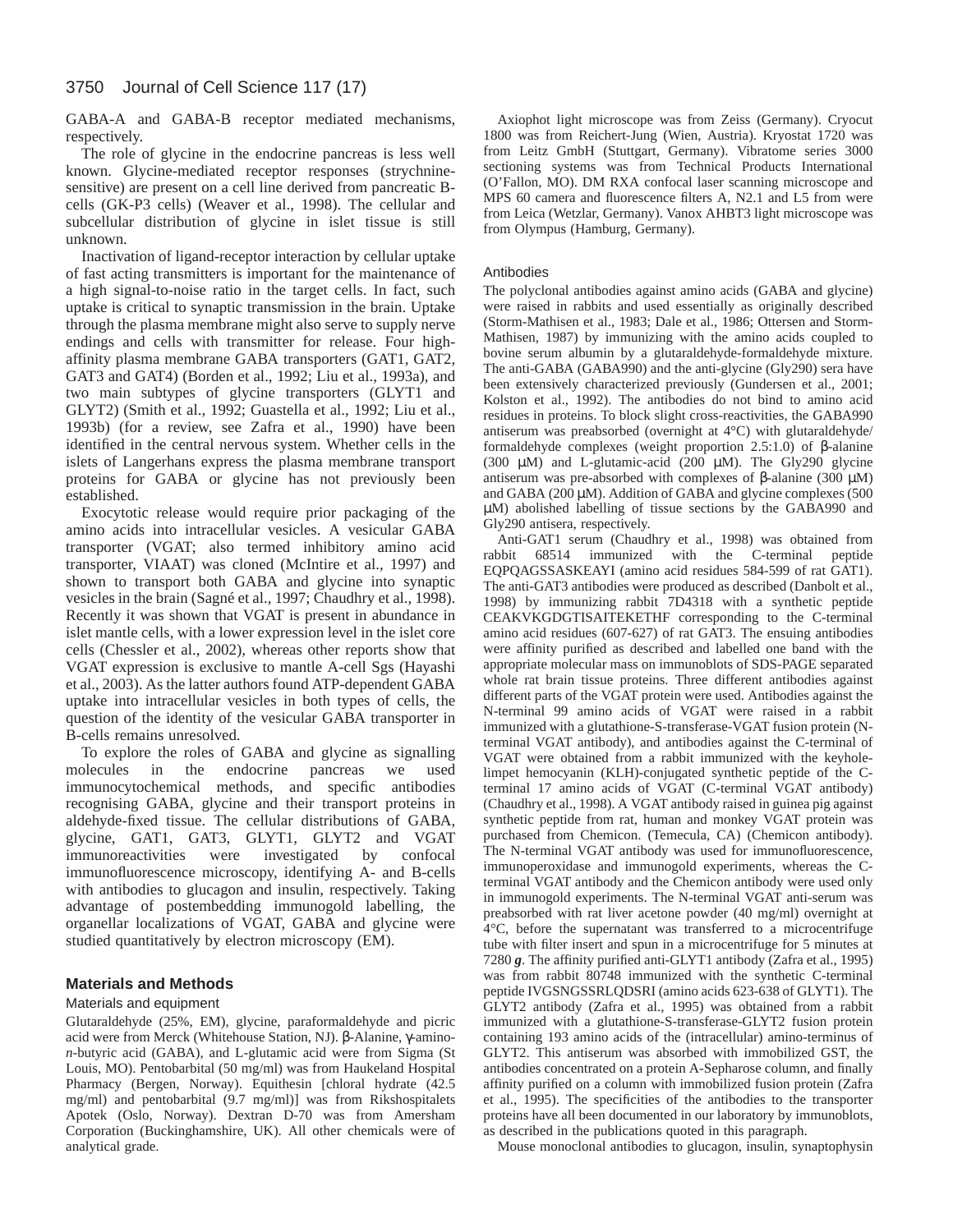GABA-A and GABA-B receptor mediated mechanisms, respectively.

The role of glycine in the endocrine pancreas is less well known. Glycine-mediated receptor responses (strychnine-sensitive) are present on a cell line derived from pancreatic B-cells (GK-P3 cells) (Weaver et al., 1998). The cellular and subcellular distribution of glycine in islet tissue is still unknown.

Inactivation of ligand-receptor interaction by cellular uptake of fast acting transmitters is important for the maintenance of a high signal-to-noise ratio in the target cells. In fact, such uptake is critical to synaptic transmission in the brain. Uptake through the plasma membrane might also serve to supply nerve endings and cells with transmitter for release. Four high-affinity plasma membrane GABA transporters (GAT1, GAT2, GAT3 and GAT4) (Borden et al., 1992; Liu et al., 1993a), and two main subtypes of glycine transporters (GLYT1 and GLYT2) (Smith et al., 1992; Guastella et al., 1992; Liu et al., 1993b) (for a review, see Zafra et al., 1990) have been identified in the central nervous system. Whether cells in the islets of Langerhans express the plasma membrane transport proteins for GABA or glycine has not previously been established.

Exocytotic release would require prior packaging of the amino acids into intracellular vesicles. A vesicular GABA transporter (VGAT; also termed inhibitory amino acid transporter, VIAAT) was cloned (McIntire et al., 1997) and shown to transport both GABA and glycine into synaptic vesicles in the brain (Sagné et al., 1997; Chaudhry et al., 1998). Recently it was shown that VGAT is present in abundance in islet mantle cells, with a lower expression level in the islet core cells (Chessler et al., 2002), whereas other reports show that VGAT expression is exclusive to mantle A-cell Sgs (Hayashi et al., 2003). As the latter authors found ATP-dependent GABA uptake into intracellular vesicles in both types of cells, the question of the identity of the vesicular GABA transporter in B-cells remains unresolved.

To explore the roles of GABA and glycine as signalling molecules in the endocrine pancreas we used immunocytochemical methods, and specific antibodies recognising GABA, glycine and their transport proteins in aldehyde-fixed tissue. The cellular distributions of GABA, glycine, GAT1, GAT3, GLYT1, GLYT2 and VGAT immunoreactivities were investigated by confocal immunofluorescence microscopy, identifying A- and B-cells with antibodies to glucagon and insulin, respectively. Taking advantage of postembedding immunogold labelling, the organellar localizations of VGAT, GABA and glycine were studied quantitatively by electron microscopy (EM).

## Materials and Methods

### Materials and equipment

Glutaraldehyde (25%, EM), glycine, paraformaldehyde and picric acid were from Merck (Whitehouse Station, NJ). β-Alanine, γ-amino-*n*-butyric acid (GABA), and L-glutamic acid were from Sigma (St Louis, MO). Pentobarbital (50 mg/ml) was from Haukeland Hospital Pharmacy (Bergen, Norway). Equithesin [chloral hydrate (42.5 mg/ml) and pentobarbital (9.7 mg/ml)] was from Rikshospitalets Apotek (Oslo, Norway). Dextran D-70 was from Amersham Corporation (Buckinghamshire, UK). All other chemicals were of analytical grade.

Axiophot light microscope was from Zeiss (Germany). Cryocut 1800 was from Reichert-Jung (Wien, Austria). Kryostat 1720 was from Leitz GmbH (Stuttgart, Germany). Vibratome series 3000 sectioning systems was from Technical Products International (O'Fallon, MO). DM RXA confocal laser scanning microscope and MPS 60 camera and fluorescence filters A, N2.1 and L5 from were from Leica (Wetzlar, Germany). Vanox AHBT3 light microscope was from Olympus (Hamburg, Germany).

### Antibodies

The polyclonal antibodies against amino acids (GABA and glycine) were raised in rabbits and used essentially as originally described (Storm-Mathisen et al., 1983; Dale et al., 1986; Ottersen and Storm-Mathisen, 1987) by immunizing with the amino acids coupled to bovine serum albumin by a glutaraldehyde-formaldehyde mixture. The anti-GABA (GABA990) and the anti-glycine (Gly290) sera have been extensively characterized previously (Gundersen et al., 2001; Kolston et al., 1992). The antibodies do not bind to amino acid residues in proteins. To block slight cross-reactivities, the GABA990 antiserum was preabsorbed (overnight at 4°C) with glutaraldehyde/formaldehyde complexes (weight proportion 2.5:1.0) of β-alanine (300 μM) and L-glutamic-acid (200 μM). The Gly290 glycine antiserum was pre-absorbed with complexes of β-alanine (300 μM) and GABA (200 μM). Addition of GABA and glycine complexes (500 μM) abolished labelling of tissue sections by the GABA990 and Gly290 antisera, respectively.

Anti-GAT1 serum (Chaudhry et al., 1998) was obtained from rabbit 68514 immunized with the C-terminal peptide EQPQAGSSASKEAYI (amino acid residues 584-599 of rat GAT1). The anti-GAT3 antibodies were produced as described (Danbolt et al., 1998) by immunizing rabbit 7D4318 with a synthetic peptide CEAKVKGDGTISAITEKETHF corresponding to the C-terminal amino acid residues (607-627) of rat GAT3. The ensuing antibodies were affinity purified as described and labelled one band with the appropriate molecular mass on immunoblots of SDS-PAGE separated whole rat brain tissue proteins. Three different antibodies against different parts of the VGAT protein were used. Antibodies against the N-terminal 99 amino acids of VGAT were raised in a rabbit immunized with a glutathione-S-transferase-VGAT fusion protein (N-terminal VGAT antibody), and antibodies against the C-terminal of VGAT were obtained from a rabbit immunized with the keyhole-limpet hemocyanin (KLH)-conjugated synthetic peptide of the C-terminal 17 amino acids of VGAT (C-terminal VGAT antibody) (Chaudhry et al., 1998). A VGAT antibody raised in guinea pig against synthetic peptide from rat, human and monkey VGAT protein was purchased from Chemicon. (Temecula, CA) (Chemicon antibody). The N-terminal VGAT antibody was used for immunofluorescence, immunoperoxidase and immunogold experiments, whereas the C-terminal VGAT antibody and the Chemicon antibody were used only in immunogold experiments. The N-terminal VGAT anti-serum was preabsorbed with rat liver acetone powder (40 mg/ml) overnight at 4°C, before the supernatant was transferred to a microcentrifuge tube with filter insert and spun in a microcentrifuge for 5 minutes at 7280 ***g***. The affinity purified anti-GLYT1 antibody (Zafra et al., 1995) was from rabbit 80748 immunized with the synthetic C-terminal peptide IVGSNGSSRLQDSRI (amino acids 623-638 of GLYT1). The GLYT2 antibody (Zafra et al., 1995) was obtained from a rabbit immunized with a glutathione-S-transferase-GLYT2 fusion protein containing 193 amino acids of the (intracellular) amino-terminus of GLYT2. This antiserum was absorbed with immobilized GST, the antibodies concentrated on a protein A-Sepharose column, and finally affinity purified on a column with immobilized fusion protein (Zafra et al., 1995). The specificities of the antibodies to the transporter proteins have all been documented in our laboratory by immunoblots, as described in the publications quoted in this paragraph.

Mouse monoclonal antibodies to glucagon, insulin, synaptophysin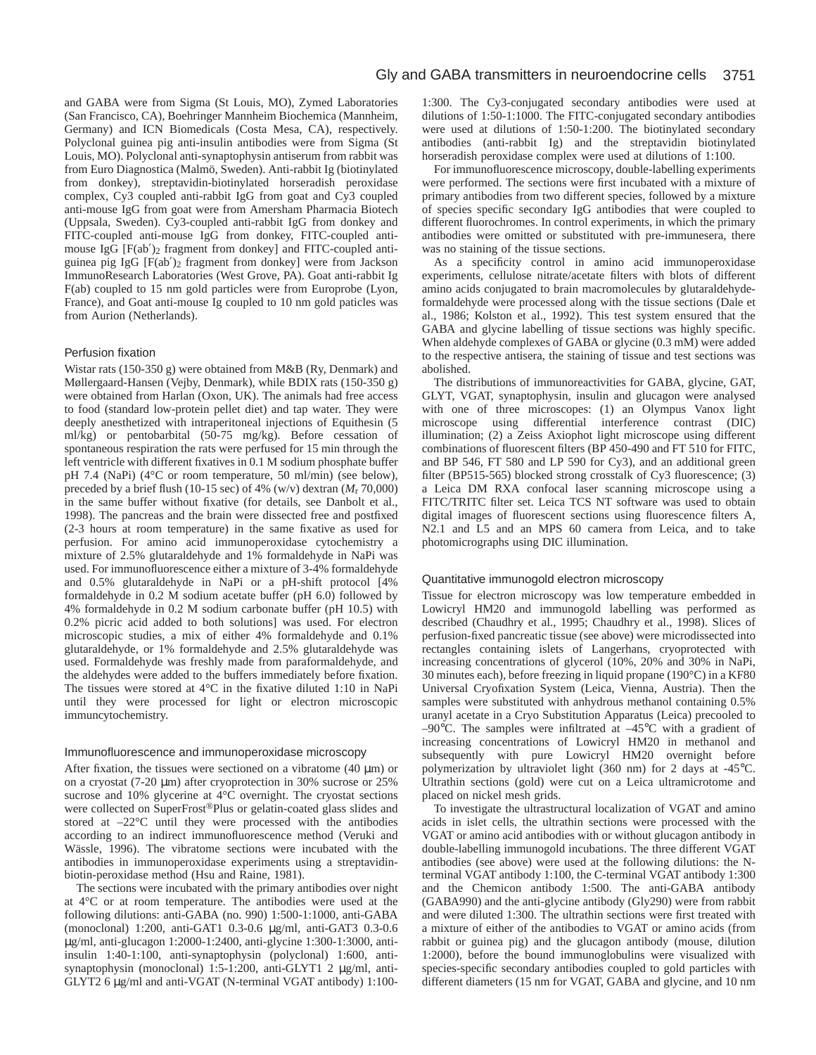and GABA were from Sigma (St Louis, MO), Zymed Laboratories (San Francisco, CA), Boehringer Mannheim Biochemica (Mannheim, Germany) and ICN Biomedicals (Costa Mesa, CA), respectively. Polyclonal guinea pig anti-insulin antibodies were from Sigma (St Louis, MO). Polyclonal anti-synaptophysin antiserum from rabbit was from Euro Diagnostica (Malmö, Sweden). Anti-rabbit Ig (biotinylated from donkey), streptavidin-biotinylated horseradish peroxidase complex, Cy3 coupled anti-rabbit IgG from goat and Cy3 coupled anti-mouse IgG from goat were from Amersham Pharmacia Biotech (Uppsala, Sweden). Cy3-coupled anti-rabbit IgG from donkey and FITC-coupled anti-mouse IgG from donkey, FITC-coupled anti-mouse IgG [F(ab′)$_2$ fragment from donkey] and FITC-coupled anti-guinea pig IgG [F(ab′)$_2$ fragment from donkey] were from Jackson ImmunoResearch Laboratories (West Grove, PA). Goat anti-rabbit Ig F(ab) coupled to 15 nm gold particles were from Europrobe (Lyon, France), and Goat anti-mouse Ig coupled to 10 nm gold paticles was from Aurion (Netherlands).

## Perfusion fixation

Wistar rats (150-350 g) were obtained from M&B (Ry, Denmark) and Møllergaard-Hansen (Vejby, Denmark), while BDIX rats (150-350 g) were obtained from Harlan (Oxon, UK). The animals had free access to food (standard low-protein pellet diet) and tap water. They were deeply anesthetized with intraperitoneal injections of Equithesin (5 ml/kg) or pentobarbital (50-75 mg/kg). Before cessation of spontaneous respiration the rats were perfused for 15 min through the left ventricle with different fixatives in 0.1 M sodium phosphate buffer pH 7.4 (NaPi) (4°C or room temperature, 50 ml/min) (see below), preceded by a brief flush (10-15 sec) of 4% (w/v) dextran ($M_r$ 70,000) in the same buffer without fixative (for details, see Danbolt et al., 1998). The pancreas and the brain were dissected free and postfixed (2-3 hours at room temperature) in the same fixative as used for perfusion. For amino acid immunoperoxidase cytochemistry a mixture of 2.5% glutaraldehyde and 1% formaldehyde in NaPi was used. For immunofluorescence either a mixture of 3-4% formaldehyde and 0.5% glutaraldehyde in NaPi or a pH-shift protocol [4% formaldehyde in 0.2 M sodium acetate buffer (pH 6.0) followed by 4% formaldehyde in 0.2 M sodium carbonate buffer (pH 10.5) with 0.2% picric acid added to both solutions] was used. For electron microscopic studies, a mix of either 4% formaldehyde and 0.1% glutaraldehyde, or 1% formaldehyde and 2.5% glutaraldehyde was used. Formaldehyde was freshly made from paraformaldehyde, and the aldehydes were added to the buffers immediately before fixation. The tissues were stored at 4°C in the fixative diluted 1:10 in NaPi until they were processed for light or electron microscopic immuncytochemistry.

## Immunofluorescence and immunoperoxidase microscopy

After fixation, the tissues were sectioned on a vibratome (40 µm) or on a cryostat (7-20 µm) after cryoprotection in 30% sucrose or 25% sucrose and 10% glycerine at 4°C overnight. The cryostat sections were collected on SuperFrost®Plus or gelatin-coated glass slides and stored at –22°C until they were processed with the antibodies according to an indirect immunofluorescence method (Veruki and Wässle, 1996). The vibratome sections were incubated with the antibodies in immunoperoxidase experiments using a streptavidin-biotin-peroxidase method (Hsu and Raine, 1981).

The sections were incubated with the primary antibodies over night at 4°C or at room temperature. The antibodies were used at the following dilutions: anti-GABA (no. 990) 1:500-1:1000, anti-GABA (monoclonal) 1:200, anti-GAT1 0.3-0.6 µg/ml, anti-GAT3 0.3-0.6 µg/ml, anti-glucagon 1:2000-1:2400, anti-glycine 1:300-1:3000, anti-insulin 1:40-1:100, anti-synaptophysin (polyclonal) 1:600, anti-synaptophysin (monoclonal) 1:5-1:200, anti-GLYT1 2 µg/ml, anti-GLYT2 6 µg/ml and anti-VGAT (N-terminal VGAT antibody) 1:100-1:300. The Cy3-conjugated secondary antibodies were used at dilutions of 1:50-1:1000. The FITC-conjugated secondary antibodies were used at dilutions of 1:50-1:200. The biotinylated secondary antibodies (anti-rabbit Ig) and the streptavidin biotinylated horseradish peroxidase complex were used at dilutions of 1:100.

For immunofluorescence microscopy, double-labelling experiments were performed. The sections were first incubated with a mixture of primary antibodies from two different species, followed by a mixture of species specific secondary IgG antibodies that were coupled to different fluorochromes. In control experiments, in which the primary antibodies were omitted or substituted with pre-immunesera, there was no staining of the tissue sections.

As a specificity control in amino acid immunoperoxidase experiments, cellulose nitrate/acetate filters with blots of different amino acids conjugated to brain macromolecules by glutaraldehyde-formaldehyde were processed along with the tissue sections (Dale et al., 1986; Kolston et al., 1992). This test system ensured that the GABA and glycine labelling of tissue sections was highly specific. When aldehyde complexes of GABA or glycine (0.3 mM) were added to the respective antisera, the staining of tissue and test sections was abolished.

The distributions of immunoreactivities for GABA, glycine, GAT, GLYT, VGAT, synaptophysin, insulin and glucagon were analysed with one of three microscopes: (1) an Olympus Vanox light microscope using differential interference contrast (DIC) illumination; (2) a Zeiss Axiophot light microscope using different combinations of fluorescent filters (BP 450-490 and FT 510 for FITC, and BP 546, FT 580 and LP 590 for Cy3), and an additional green filter (BP515-565) blocked strong crosstalk of Cy3 fluorescence; (3) a Leica DM RXA confocal laser scanning microscope using a FITC/TRITC filter set. Leica TCS NT software was used to obtain digital images of fluorescent sections using fluorescence filters A, N2.1 and L5 and an MPS 60 camera from Leica, and to take photomicrographs using DIC illumination.

## Quantitative immunogold electron microscopy

Tissue for electron microscopy was low temperature embedded in Lowicryl HM20 and immunogold labelling was performed as described (Chaudhry et al., 1995; Chaudhry et al., 1998). Slices of perfusion-fixed pancreatic tissue (see above) were microdissected into rectangles containing islets of Langerhans, cryoprotected with increasing concentrations of glycerol (10%, 20% and 30% in NaPi, 30 minutes each), before freezing in liquid propane (190°C) in a KF80 Universal Cryofixation System (Leica, Vienna, Austria). Then the samples were substituted with anhydrous methanol containing 0.5% uranyl acetate in a Cryo Substitution Apparatus (Leica) precooled to –90°C. The samples were infiltrated at –45°C with a gradient of increasing concentrations of Lowicryl HM20 in methanol and subsequently with pure Lowicryl HM20 overnight before polymerization by ultraviolet light (360 nm) for 2 days at -45°C. Ultrathin sections (gold) were cut on a Leica ultramicrotome and placed on nickel mesh grids.

To investigate the ultrastructural localization of VGAT and amino acids in islet cells, the ultrathin sections were processed with the VGAT or amino acid antibodies with or without glucagon antibody in double-labelling immunogold incubations. The three different VGAT antibodies (see above) were used at the following dilutions: the N-terminal VGAT antibody 1:100, the C-terminal VGAT antibody 1:300 and the Chemicon antibody 1:500. The anti-GABA antibody (GABA990) and the anti-glycine antibody (Gly290) were from rabbit and were diluted 1:300. The ultrathin sections were first treated with a mixture of either of the antibodies to VGAT or amino acids (from rabbit or guinea pig) and the glucagon antibody (mouse, dilution 1:2000), before the bound immunoglobulins were visualized with species-specific secondary antibodies coupled to gold particles with different diameters (15 nm for VGAT, GABA and glycine, and 10 nm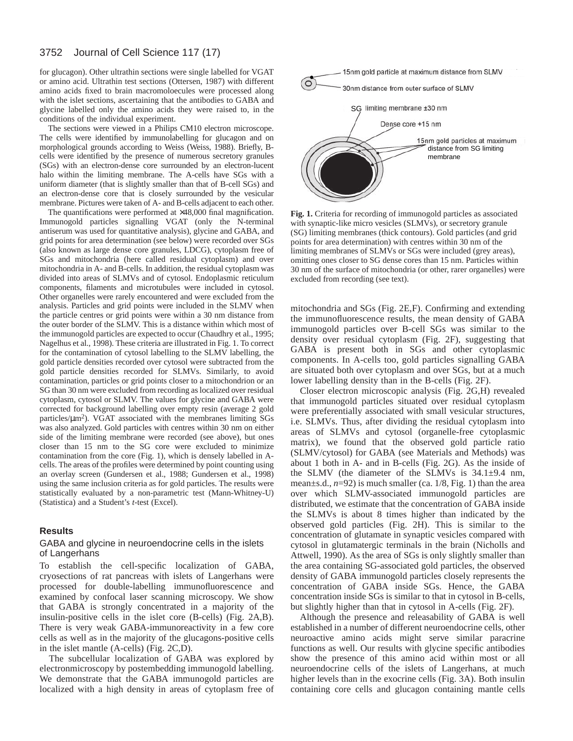for glucagon). Other ultrathin sections were single labelled for VGAT or amino acid. Ultrathin test sections (Ottersen, 1987) with different amino acids fixed to brain macromoloecules were processed along with the islet sections, ascertaining that the antibodies to GABA and glycine labelled only the amino acids they were raised to, in the conditions of the individual experiment.

The sections were viewed in a Philips CM10 electron microscope. The cells were identified by immunolabelling for glucagon and on morphological grounds according to Weiss (Weiss, 1988). Briefly, B-cells were identified by the presence of numerous secretory granules (SGs) with an electron-dense core surrounded by an electron-lucent halo within the limiting membrane. The A-cells have SGs with a uniform diameter (that is slightly smaller than that of B-cell SGs) and an electron-dense core that is closely surrounded by the vesicular membrane. Pictures were taken of A- and B-cells adjacent to each other.

The quantifications were performed at ×48,000 final magnification. Immunogold particles signalling VGAT (only the N-terminal antiserum was used for quantitative analysis), glycine and GABA, and grid points for area determination (see below) were recorded over SGs (also known as large dense core granules, LDCG), cytoplasm free of SGs and mitochondria (here called residual cytoplasm) and over mitochondria in A- and B-cells. In addition, the residual cytoplasm was divided into areas of SLMVs and of cytosol. Endoplasmic reticulum components, filaments and microtubules were included in cytosol. Other organelles were rarely encountered and were excluded from the analysis. Particles and grid points were included in the SLMV when the particle centres or grid points were within a 30 nm distance from the outer border of the SLMV. This is a distance within which most of the immunogold particles are expected to occur (Chaudhry et al., 1995; Nagelhus et al., 1998). These criteria are illustrated in Fig. 1. To correct for the contamination of cytosol labelling to the SLMV labelling, the gold particle densities recorded over cytosol were subtracted from the gold particle densities recorded for SLMVs. Similarly, to avoid contamination, particles or grid points closer to a mitochondrion or an SG than 30 nm were excluded from recording as localized over residual cytoplasm, cytosol or SLMV. The values for glycine and GABA were corrected for background labelling over empty resin (average 2 gold particles/μm$^2$). VGAT associated with the membranes limiting SGs was also analyzed. Gold particles with centres within 30 nm on either side of the limiting membrane were recorded (see above), but ones closer than 15 nm to the SG core were excluded to minimize contamination from the core (Fig. 1), which is densely labelled in A-cells. The areas of the profiles were determined by point counting using an overlay screen (Gundersen et al., 1988; Gundersen et al., 1998) using the same inclusion criteria as for gold particles. The results were statistically evaluated by a non-parametric test (Mann-Whitney-U) (Statistica) and a Student's *t*-test (Excel).

**Fig. 1.** Criteria for recording of immunogold particles as associated with synaptic-like micro vesicles (SLMVs), or secretory granule (SG) limiting membranes (thick contours). Gold particles (and grid points for area determination) with centres within 30 nm of the limiting membranes of SLMVs or SGs were included (grey areas), omitting ones closer to SG dense cores than 15 nm. Particles within 30 nm of the surface of mitochondria (or other, rarer organelles) were excluded from recording (see text).

## Results

### GABA and glycine in neuroendocrine cells in the islets of Langerhans

To establish the cell-specific localization of GABA, cryosections of rat pancreas with islets of Langerhans were processed for double-labelling immunofluorescence and examined by confocal laser scanning microscopy. We show that GABA is strongly concentrated in a majority of the insulin-positive cells in the islet core (B-cells) (Fig. 2A,B). There is very weak GABA-immunoreactivity in a few core cells as well as in the majority of the glucagons-positive cells in the islet mantle (A-cells) (Fig. 2C,D).

The subcellular localization of GABA was explored by electronmicroscopy by postembedding immunogold labelling. We demonstrate that the GABA immunogold particles are localized with a high density in areas of cytoplasm free of mitochondria and SGs (Fig. 2E,F). Confirming and extending the immunofluorescence results, the mean density of GABA immunogold particles over B-cell SGs was similar to the density over residual cytoplasm (Fig. 2F), suggesting that GABA is present both in SGs and other cytoplasmic components. In A-cells too, gold particles signalling GABA are situated both over cytoplasm and over SGs, but at a much lower labelling density than in the B-cells (Fig. 2F).

Closer electron microscopic analysis (Fig. 2G,H) revealed that immunogold particles situated over residual cytoplasm were preferentially associated with small vesicular structures, i.e. SLMVs. Thus, after dividing the residual cytoplasm into areas of SLMVs and cytosol (organelle-free cytoplasmic matrix), we found that the observed gold particle ratio (SLMV/cytosol) for GABA (see Materials and Methods) was about 1 both in A- and in B-cells (Fig. 2G). As the inside of the SLMV (the diameter of the SLMVs is 34.1±9.4 nm, mean±s.d., *n*=92) is much smaller (ca. 1/8, Fig. 1) than the area over which SLMV-associated immunogold particles are distributed, we estimate that the concentration of GABA inside the SLMVs is about 8 times higher than indicated by the observed gold particles (Fig. 2H). This is similar to the concentration of glutamate in synaptic vesicles compared with cytosol in glutamatergic terminals in the brain (Nicholls and Attwell, 1990). As the area of SGs is only slightly smaller than the area containing SG-associated gold particles, the observed density of GABA immunogold particles closely represents the concentration of GABA inside SGs. Hence, the GABA concentration inside SGs is similar to that in cytosol in B-cells, but slightly higher than that in cytosol in A-cells (Fig. 2F).

Although the presence and releasability of GABA is well established in a number of different neuroendocrine cells, other neuroactive amino acids might serve similar paracrine functions as well. Our results with glycine specific antibodies show the presence of this amino acid within most or all neuroendocrine cells of the islets of Langerhans, at much higher levels than in the exocrine cells (Fig. 3A). Both insulin containing core cells and glucagon containing mantle cells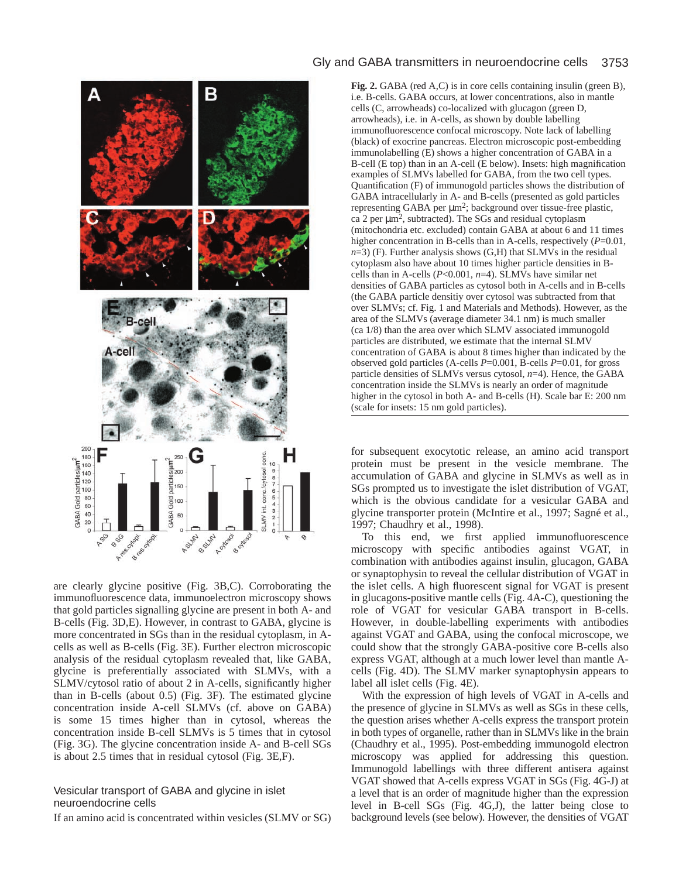**Fig. 2.** GABA (red A,C) is in core cells containing insulin (green B), i.e. B-cells. GABA occurs, at lower concentrations, also in mantle cells (C, arrowheads) co-localized with glucagon (green D, arrowheads), i.e. in A-cells, as shown by double labelling immunofluorescence confocal microscopy. Note lack of labelling (black) of exocrine pancreas. Electron microscopic post-embedding immunolabelling (E) shows a higher concentration of GABA in a B-cell (E top) than in an A-cell (E below). Insets: high magnification examples of SLMVs labelled for GABA, from the two cell types. Quantification (F) of immunogold particles shows the distribution of GABA intracellularly in A- and B-cells (presented as gold particles representing GABA per μm$^2$; background over tissue-free plastic, ca 2 per μm$^2$, subtracted). The SGs and residual cytoplasm (mitochondria etc. excluded) contain GABA at about 6 and 11 times higher concentration in B-cells than in A-cells, respectively ($P$=0.01, $n$=3) (F). Further analysis shows (G,H) that SLMVs in the residual cytoplasm also have about 10 times higher particle densities in B-cells than in A-cells ($P$<0.001, $n$=4). SLMVs have similar net densities of GABA particles as cytosol both in A-cells and in B-cells (the GABA particle densitiy over cytosol was subtracted from that over SLMVs; cf. Fig. 1 and Materials and Methods). However, as the area of the SLMVs (average diameter 34.1 nm) is much smaller (ca 1/8) than the area over which SLMV associated immunogold particles are distributed, we estimate that the internal SLMV concentration of GABA is about 8 times higher than indicated by the observed gold particles (A-cells $P$=0.001, B-cells $P$=0.01, for gross particle densities of SLMVs versus cytosol, $n$=4). Hence, the GABA concentration inside the SLMVs is nearly an order of magnitude higher in the cytosol in both A- and B-cells (H). Scale bar E: 200 nm (scale for insets: 15 nm gold particles).

are clearly glycine positive (Fig. 3B,C). Corroborating the immunofluorescence data, immunoelectron microscopy shows that gold particles signalling glycine are present in both A- and B-cells (Fig. 3D,E). However, in contrast to GABA, glycine is more concentrated in SGs than in the residual cytoplasm, in A-cells as well as B-cells (Fig. 3E). Further electron microscopic analysis of the residual cytoplasm revealed that, like GABA, glycine is preferentially associated with SLMVs, with a SLMV/cytosol ratio of about 2 in A-cells, significantly higher than in B-cells (about 0.5) (Fig. 3F). The estimated glycine concentration inside A-cell SLMVs (cf. above on GABA) is some 15 times higher than in cytosol, whereas the concentration inside B-cell SLMVs is 5 times that in cytosol (Fig. 3G). The glycine concentration inside A- and B-cell SGs is about 2.5 times higher that in residual cytosol (Fig. 3E,F).

### Vesicular transport of GABA and glycine in islet neuroendocrine cells

If an amino acid is concentrated within vesicles (SLMV or SG) for subsequent exocytotic release, an amino acid transport protein must be present in the vesicle membrane. The accumulation of GABA and glycine in SLMVs as well as in SGs prompted us to investigate the islet distribution of VGAT, which is the obvious candidate for a vesicular GABA and glycine transporter protein (McIntire et al., 1997; Sagné et al., 1997; Chaudhry et al., 1998).

To this end, we first applied immunofluorescence microscopy with specific antibodies against VGAT, in combination with antibodies against insulin, glucagon, GABA or synaptophysin to reveal the cellular distribution of VGAT in the islet cells. A high fluorescent signal for VGAT is present in glucagons-positive mantle cells (Fig. 4A-C), questioning the role of VGAT for vesicular GABA transport in B-cells. However, in double-labelling experiments with antibodies against VGAT and GABA, using the confocal microscope, we could show that the strongly GABA-positive core B-cells also express VGAT, although at a much lower level than mantle A-cells (Fig. 4D). The SLMV marker synaptophysin appears to label all islet cells (Fig. 4E).

With the expression of high levels of VGAT in A-cells and the presence of glycine in SLMVs as well as SGs in these cells, the question arises whether A-cells express the transport protein in both types of organelle, rather than in SLMVs like in the brain (Chaudhry et al., 1995). Post-embedding immunogold electron microscopy was applied for addressing this question. Immunogold labellings with three different antisera against VGAT showed that A-cells express VGAT in SGs (Fig. 4G-J) at a level that is an order of magnitude higher than the expression level in B-cell SGs (Fig. 4G,J), the latter being close to background levels (see below). However, the densities of VGAT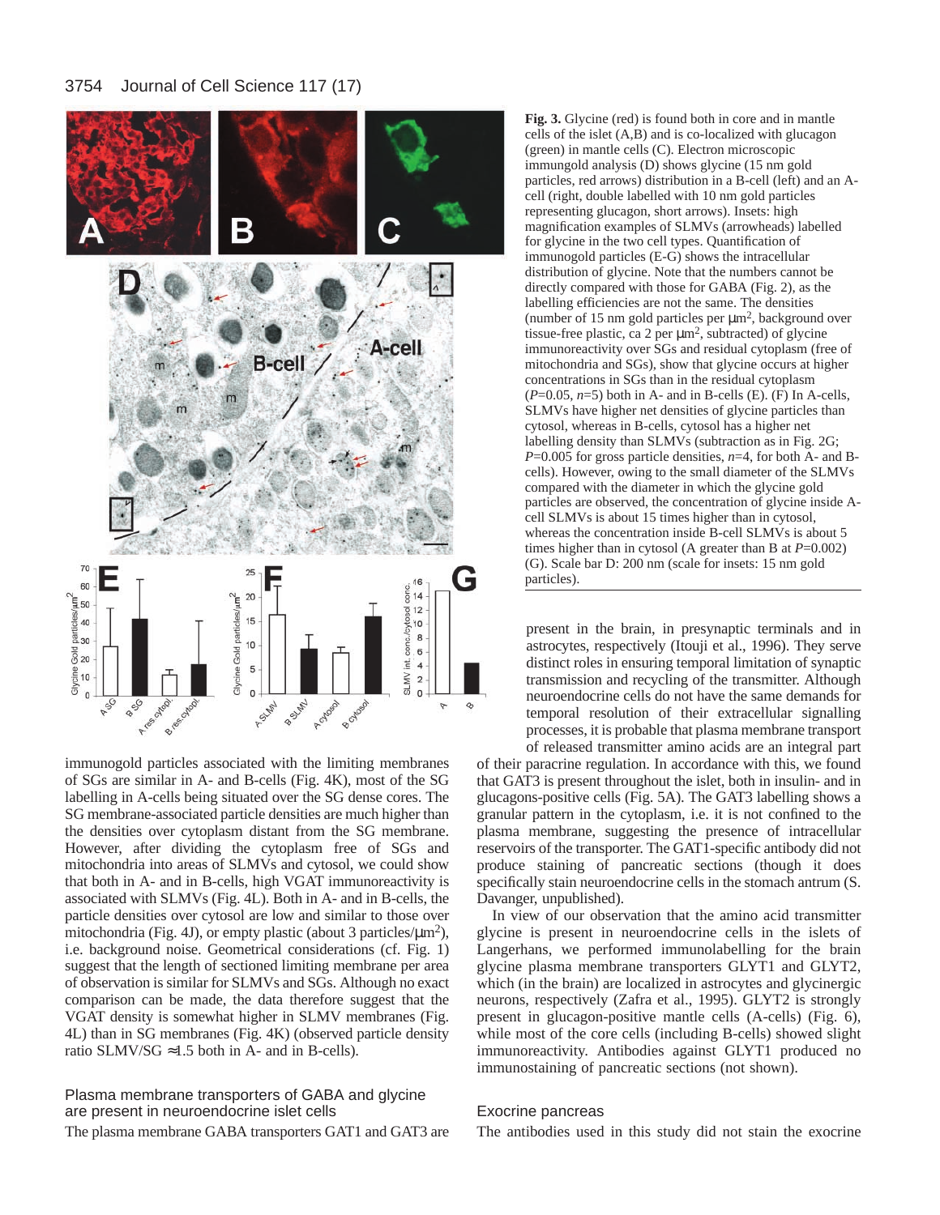**Fig. 3.** Glycine (red) is found both in core and in mantle cells of the islet (A,B) and is co-localized with glucagon (green) in mantle cells (C). Electron microscopic immungold analysis (D) shows glycine (15 nm gold particles, red arrows) distribution in a B-cell (left) and an A-cell (right, double labelled with 10 nm gold particles representing glucagon, short arrows). Insets: high magnification examples of SLMVs (arrowheads) labelled for glycine in the two cell types. Quantification of immunogold particles (E-G) shows the intracellular distribution of glycine. Note that the numbers cannot be directly compared with those for GABA (Fig. 2), as the labelling efficiencies are not the same. The densities (number of 15 nm gold particles per μm², background over tissue-free plastic, ca 2 per μm², subtracted) of glycine immunoreactivity over SGs and residual cytoplasm (free of mitochondria and SGs), show that glycine occurs at higher concentrations in SGs than in the residual cytoplasm (*P*=0.05, *n*=5) both in A- and in B-cells (E). (F) In A-cells, SLMVs have higher net densities of glycine particles than cytosol, whereas in B-cells, cytosol has a higher net labelling density than SLMVs (subtraction as in Fig. 2G; *P*=0.005 for gross particle densities, *n*=4, for both A- and B-cells). However, owing to the small diameter of the SLMVs compared with the diameter in which the glycine gold particles are observed, the concentration of glycine inside A-cell SLMVs is about 15 times higher than in cytosol, whereas the concentration inside B-cell SLMVs is about 5 times higher than in cytosol (A greater than B at *P*=0.002) (G). Scale bar D: 200 nm (scale for insets: 15 nm gold particles).

immunogold particles associated with the limiting membranes of SGs are similar in A- and B-cells (Fig. 4K), most of the SG labelling in A-cells being situated over the SG dense cores. The SG membrane-associated particle densities are much higher than the densities over cytoplasm distant from the SG membrane. However, after dividing the cytoplasm free of SGs and mitochondria into areas of SLMVs and cytosol, we could show that both in A- and in B-cells, high VGAT immunoreactivity is associated with SLMVs (Fig. 4L). Both in A- and in B-cells, the particle densities over cytosol are low and similar to those over mitochondria (Fig. 4J), or empty plastic (about 3 particles/μm²), i.e. background noise. Geometrical considerations (cf. Fig. 1) suggest that the length of sectioned limiting membrane per area of observation is similar for SLMVs and SGs. Although no exact comparison can be made, the data therefore suggest that the VGAT density is somewhat higher in SLMV membranes (Fig. 4L) than in SG membranes (Fig. 4K) (observed particle density ratio SLMV/SG ≈1.5 both in A- and in B-cells).

### Plasma membrane transporters of GABA and glycine are present in neuroendocrine islet cells

The plasma membrane GABA transporters GAT1 and GAT3 are present in the brain, in presynaptic terminals and in astrocytes, respectively (Itouji et al., 1996). They serve distinct roles in ensuring temporal limitation of synaptic transmission and recycling of the transmitter. Although neuroendocrine cells do not have the same demands for temporal resolution of their extracellular signalling processes, it is probable that plasma membrane transport of released transmitter amino acids are an integral part of their paracrine regulation. In accordance with this, we found that GAT3 is present throughout the islet, both in insulin- and in glucagons-positive cells (Fig. 5A). The GAT3 labelling shows a granular pattern in the cytoplasm, i.e. it is not confined to the plasma membrane, suggesting the presence of intracellular reservoirs of the transporter. The GAT1-specific antibody did not produce staining of pancreatic sections (though it does specifically stain neuroendocrine cells in the stomach antrum (S. Davanger, unpublished).

In view of our observation that the amino acid transmitter glycine is present in neuroendocrine cells in the islets of Langerhans, we performed immunolabelling for the brain glycine plasma membrane transporters GLYT1 and GLYT2, which (in the brain) are localized in astrocytes and glycinergic neurons, respectively (Zafra et al., 1995). GLYT2 is strongly present in glucagon-positive mantle cells (A-cells) (Fig. 6), while most of the core cells (including B-cells) showed slight immunoreactivity. Antibodies against GLYT1 produced no immunostaining of pancreatic sections (not shown).

### Exocrine pancreas

The antibodies used in this study did not stain the exocrine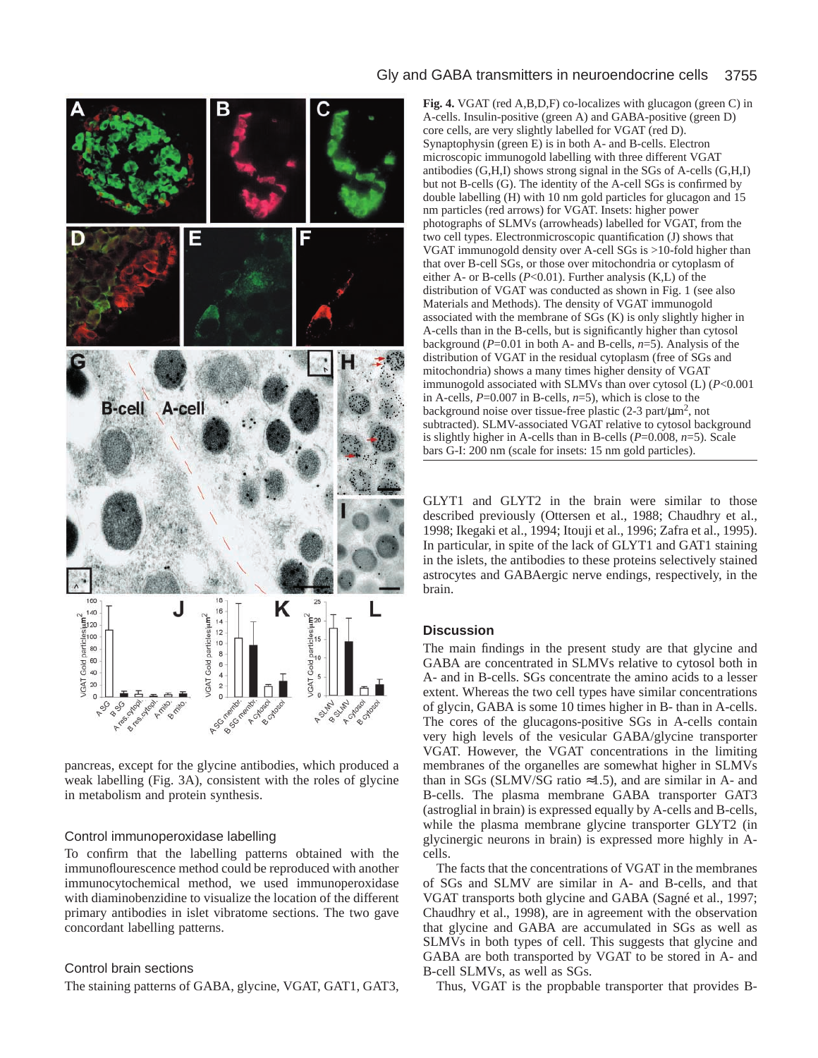**Fig. 4.** VGAT (red A,B,D,F) co-localizes with glucagon (green C) in A-cells. Insulin-positive (green A) and GABA-positive (green D) core cells, are very slightly labelled for VGAT (red D). Synaptophysin (green E) is in both A- and B-cells. Electron microscopic immunogold labelling with three different VGAT antibodies (G,H,I) shows strong signal in the SGs of A-cells (G,H,I) but not B-cells (G). The identity of the A-cell SGs is confirmed by double labelling (H) with 10 nm gold particles for glucagon and 15 nm particles (red arrows) for VGAT. Insets: higher power photographs of SLMVs (arrowheads) labelled for VGAT, from the two cell types. Electronmicroscopic quantification (J) shows that VGAT immunogold density over A-cell SGs is >10-fold higher than that over B-cell SGs, or those over mitochondria or cytoplasm of either A- or B-cells ($P$<0.01). Further analysis (K,L) of the distribution of VGAT was conducted as shown in Fig. 1 (see also Materials and Methods). The density of VGAT immunogold associated with the membrane of SGs (K) is only slightly higher in A-cells than in the B-cells, but is significantly higher than cytosol background ($P$=0.01 in both A- and B-cells, $n$=5). Analysis of the distribution of VGAT in the residual cytoplasm (free of SGs and mitochondria) shows a many times higher density of VGAT immunogold associated with SLMVs than over cytosol (L) ($P$<0.001 in A-cells, $P$=0.007 in B-cells, $n$=5), which is close to the background noise over tissue-free plastic (2-3 part/μm$^2$, not subtracted). SLMV-associated VGAT relative to cytosol background is slightly higher in A-cells than in B-cells ($P$=0.008, $n$=5). Scale bars G-I: 200 nm (scale for insets: 15 nm gold particles).

pancreas, except for the glycine antibodies, which produced a weak labelling (Fig. 3A), consistent with the roles of glycine in metabolism and protein synthesis.

### Control immunoperoxidase labelling

To confirm that the labelling patterns obtained with the immunoflourescence method could be reproduced with another immunocytochemical method, we used immunoperoxidase with diaminobenzidine to visualize the location of the different primary antibodies in islet vibratome sections. The two gave concordant labelling patterns.

### Control brain sections

The staining patterns of GABA, glycine, VGAT, GAT1, GAT3, GLYT1 and GLYT2 in the brain were similar to those described previously (Ottersen et al., 1988; Chaudhry et al., 1998; Ikegaki et al., 1994; Itouji et al., 1996; Zafra et al., 1995). In particular, in spite of the lack of GLYT1 and GAT1 staining in the islets, the antibodies to these proteins selectively stained astrocytes and GABAergic nerve endings, respectively, in the brain.

## Discussion

The main findings in the present study are that glycine and GABA are concentrated in SLMVs relative to cytosol both in A- and in B-cells. SGs concentrate the amino acids to a lesser extent. Whereas the two cell types have similar concentrations of glycin, GABA is some 10 times higher in B- than in A-cells. The cores of the glucagons-positive SGs in A-cells contain very high levels of the vesicular GABA/glycine transporter VGAT. However, the VGAT concentrations in the limiting membranes of the organelles are somewhat higher in SLMVs than in SGs (SLMV/SG ratio ≈1.5), and are similar in A- and B-cells. The plasma membrane GABA transporter GAT3 (astroglial in brain) is expressed equally by A-cells and B-cells, while the plasma membrane glycine transporter GLYT2 (in glycinergic neurons in brain) is expressed more highly in A-cells.

The facts that the concentrations of VGAT in the membranes of SGs and SLMV are similar in A- and B-cells, and that VGAT transports both glycine and GABA (Sagné et al., 1997; Chaudhry et al., 1998), are in agreement with the observation that glycine and GABA are accumulated in SGs as well as SLMVs in both types of cell. This suggests that glycine and GABA are both transported by VGAT to be stored in A- and B-cell SLMVs, as well as SGs.

Thus, VGAT is the propbable transporter that provides B-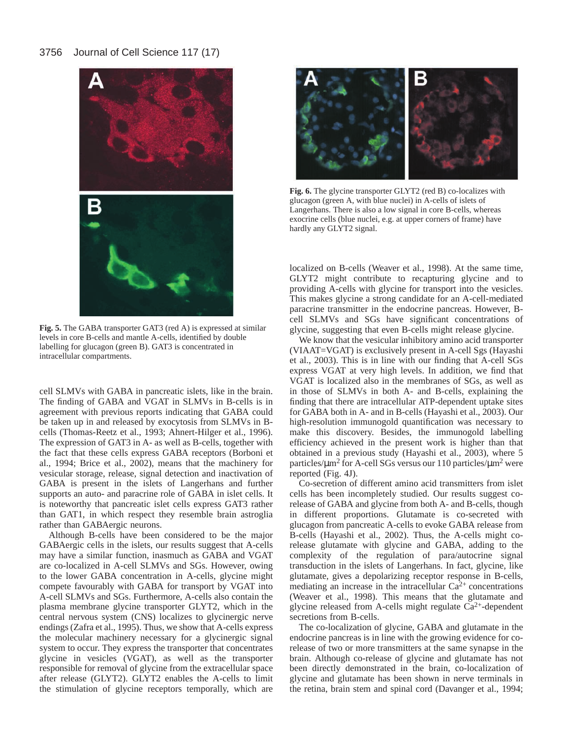Fig. 5. The GABA transporter GAT3 (red A) is expressed at similar levels in core B-cells and mantle A-cells, identified by double labelling for glucagon (green B). GAT3 is concentrated in intracellular compartments.

Fig. 6. The glycine transporter GLYT2 (red B) co-localizes with glucagon (green A, with blue nuclei) in A-cells of islets of Langerhans. There is also a low signal in core B-cells, whereas exocrine cells (blue nuclei, e.g. at upper corners of frame) have hardly any GLYT2 signal.

cell SLMVs with GABA in pancreatic islets, like in the brain. The finding of GABA and VGAT in SLMVs in B-cells is in agreement with previous reports indicating that GABA could be taken up in and released by exocytosis from SLMVs in B-cells (Thomas-Reetz et al., 1993; Ahnert-Hilger et al., 1996). The expression of GAT3 in A- as well as B-cells, together with the fact that these cells express GABA receptors (Borboni et al., 1994; Brice et al., 2002), means that the machinery for vesicular storage, release, signal detection and inactivation of GABA is present in the islets of Langerhans and further supports an auto- and paracrine role of GABA in islet cells. It is noteworthy that pancreatic islet cells express GAT3 rather than GAT1, in which respect they resemble brain astroglia rather than GABAergic neurons.

Although B-cells have been considered to be the major GABAergic cells in the islets, our results suggest that A-cells may have a similar function, inasmuch as GABA and VGAT are co-localized in A-cell SLMVs and SGs. However, owing to the lower GABA concentration in A-cells, glycine might compete favourably with GABA for transport by VGAT into A-cell SLMVs and SGs. Furthermore, A-cells also contain the plasma membrane glycine transporter GLYT2, which in the central nervous system (CNS) localizes to glycinergic nerve endings (Zafra et al., 1995). Thus, we show that A-cells express the molecular machinery necessary for a glycinergic signal system to occur. They express the transporter that concentrates glycine in vesicles (VGAT), as well as the transporter responsible for removal of glycine from the extracellular space after release (GLYT2). GLYT2 enables the A-cells to limit the stimulation of glycine receptors temporally, which are localized on B-cells (Weaver et al., 1998). At the same time, GLYT2 might contribute to recapturing glycine and to providing A-cells with glycine for transport into the vesicles. This makes glycine a strong candidate for an A-cell-mediated paracrine transmitter in the endocrine pancreas. However, B-cell SLMVs and SGs have significant concentrations of glycine, suggesting that even B-cells might release glycine.

We know that the vesicular inhibitory amino acid transporter (VIAAT=VGAT) is exclusively present in A-cell Sgs (Hayashi et al., 2003). This is in line with our finding that A-cell SGs express VGAT at very high levels. In addition, we find that VGAT is localized also in the membranes of SGs, as well as in those of SLMVs in both A- and B-cells, explaining the finding that there are intracellular ATP-dependent uptake sites for GABA both in A- and in B-cells (Hayashi et al., 2003). Our high-resolution immunogold quantification was necessary to make this discovery. Besides, the immunogold labelling efficiency achieved in the present work is higher than that obtained in a previous study (Hayashi et al., 2003), where 5 particles/$\mu m^2$ for A-cell SGs versus our 110 particles/$\mu m^2$ were reported (Fig. 4J).

Co-secretion of different amino acid transmitters from islet cells has been incompletely studied. Our results suggest co-release of GABA and glycine from both A- and B-cells, though in different proportions. Glutamate is co-secreted with glucagon from pancreatic A-cells to evoke GABA release from B-cells (Hayashi et al., 2002). Thus, the A-cells might co-release glutamate with glycine and GABA, adding to the complexity of the regulation of para/autocrine signal transduction in the islets of Langerhans. In fact, glycine, like glutamate, gives a depolarizing receptor response in B-cells, mediating an increase in the intracellular $Ca^{2+}$ concentrations (Weaver et al., 1998). This means that the glutamate and glycine released from A-cells might regulate $Ca^{2+}$-dependent secretions from B-cells.

The co-localization of glycine, GABA and glutamate in the endocrine pancreas is in line with the growing evidence for co-release of two or more transmitters at the same synapse in the brain. Although co-release of glycine and glutamate has not been directly demonstrated in the brain, co-localization of glycine and glutamate has been shown in nerve terminals in the retina, brain stem and spinal cord (Davanger et al., 1994;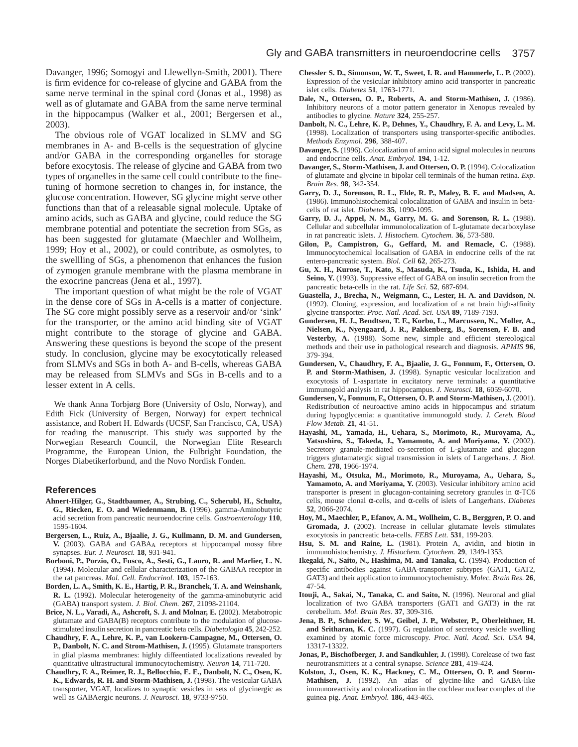Davanger, 1996; Somogyi and Llewellyn-Smith, 2001). There is firm evidence for co-release of glycine and GABA from the same nerve terminal in the spinal cord (Jonas et al., 1998) as well as of glutamate and GABA from the same nerve terminal in the hippocampus (Walker et al., 2001; Bergersen et al., 2003).

The obvious role of VGAT localized in SLMV and SG membranes in A- and B-cells is the sequestration of glycine and/or GABA in the corresponding organelles for storage before exocytosis. The release of glycine and GABA from two types of organelles in the same cell could contribute to the fine-tuning of hormone secretion to changes in, for instance, the glucose concentration. However, SG glycine might serve other functions than that of a releasable signal molecule. Uptake of amino acids, such as GABA and glycine, could reduce the SG membrane potential and potentiate the secretion from SGs, as has been suggested for glutamate (Maechler and Wollheim, 1999; Hoy et al., 2002), or could contribute, as osmolytes, to the swellling of SGs, a phenomenon that enhances the fusion of zymogen granule membrane with the plasma membrane in the exocrine pancreas (Jena et al., 1997).

The important question of what might be the role of VGAT in the dense core of SGs in A-cells is a matter of conjecture. The SG core might possibly serve as a reservoir and/or 'sink' for the transporter, or the amino acid binding site of VGAT might contribute to the storage of glycine and GABA. Answering these questions is beyond the scope of the present study. In conclusion, glycine may be exocytotically released from SLMVs and SGs in both A- and B-cells, whereas GABA may be released from SLMVs and SGs in B-cells and to a lesser extent in A cells.

We thank Anna Torbjørg Bore (University of Oslo, Norway), and Edith Fick (University of Bergen, Norway) for expert technical assistance, and Robert H. Edwards (UCSF, San Francisco, CA, USA) for reading the manuscript. This study was supported by the Norwegian Research Council, the Norwegian Elite Research Programme, the European Union, the Fulbright Foundation, the Norges Diabetikerforbund, and the Novo Nordisk Fonden.

## References

**Ahnert-Hilger, G., Stadtbaumer, A., Strubing, C., Scherubl, H., Schultz, G., Riecken, E. O. and Wiedenmann, B.** (1996). gamma-Aminobutyric acid secretion from pancreatic neuroendocrine cells. *Gastroenterology* **110**, 1595-1604.

**Bergersen, L., Ruiz, A., Bjaalie, J. G., Kullmann, D. M. and Gundersen, V.** (2003). GABA and $GABA_A$ receptors at hippocampal mossy fibre synapses. *Eur. J. Neurosci.* **18**, 931-941.

**Borboni, P., Porzio, O., Fusco, A., Sesti, G., Lauro, R. and Marlier, L. N.** (1994). Molecular and cellular characterization of the GABAA receptor in the rat pancreas. *Mol. Cell. Endocrinol.* **103**, 157-163.

**Borden, L. A., Smith, K. E., Hartig, P. R., Branchek, T. A. and Weinshank, R. L.** (1992). Molecular heterogeneity of the gamma-aminobutyric acid (GABA) transport system. *J. Biol. Chem.* **267**, 21098-21104.

**Brice, N. L., Varadi, A., Ashcroft, S. J. and Molnar, E.** (2002). Metabotropic glutamate and GABA(B) receptors contribute to the modulation of glucose-stimulated insulin secretion in pancreatic beta cells. *Diabetologia* **45**, 242-252.

**Chaudhry, F. A., Lehre, K. P., van Lookern-Campagne, M., Ottersen, O. P., Danbolt, N. C. and Strom-Mathisen, J.** (1995). Glutamate transporters in glial plasma membranes: highly diffeentiated localizations revealed by quantitative ultrastructural immunocytochemistry. *Neuron* **14**, 711-720.

**Chaudhry, F. A., Reimer, R. J., Bellocchio, E. E., Danbolt, N. C., Osen, K. K., Edwards, R. H. and Storm-Mathisen, J.** (1998). The vesicular GABA transporter, VGAT, localizes to synaptic vesicles in sets of glycinergic as well as GABAergic neurons. *J. Neurosci.* **18**, 9733-9750.

**Chessler S. D., Simonson, W. T., Sweet, I. R. and Hammerle, L. P.** (2002). Expression of the vesicular inhibitory amino acid transporter in pancreatic islet cells. *Diabetes* **51**, 1763-1771.

**Dale, N., Ottersen, O. P., Roberts, A. and Storm-Mathisen, J.** (1986). Inhibitory neurons of a motor pattern generator in Xenopus revealed by antibodies to glycine. *Nature* **324**, 255-257.

**Danbolt, N. C., Lehre, K. P., Dehnes, Y., Chaudhry, F. A. and Levy, L. M.** (1998). Localization of transporters using transporter-specific antibodies. *Methods Enzymol.* **296**, 388-407.

**Davanger, S.** (1996). Colocalization of amino acid signal molecules in neurons and endocrine cells. *Anat. Embryol.* **194**, 1-12.

**Davanger, S., Storm-Mathisen, J. and Ottersen, O. P.** (1994). Colocalization of glutamate and glycine in bipolar cell terminals of the human retina. *Exp. Brain Res.* **98**, 342-354.

**Garry, D. J., Sorenson, R. L., Elde, R. P., Maley, B. E. and Madsen, A.** (1986). Immunohistochemical colocalization of GABA and insulin in beta-cells of rat islet. *Diabetes* **35**, 1090-1095.

**Garry, D. J., Appel, N. M., Garry, M. G. and Sorenson, R. L.** (1988). Cellular and subcellular immunolocalization of L-glutamate decarboxylase in rat pancreatic islets. *J. Histochem. Cytochem.* **36**, 573-580.

**Gilon, P., Campistron, G., Geffard, M. and Remacle, C.** (1988). Immunocytochemical localisation of GABA in endocrine cells of the rat entero-pancreatic system. *Biol. Cell* **62**, 265-273.

**Gu, X. H., Kurose, T., Kato, S., Masuda, K., Tsuda, K., Ishida, H. and Seino, Y.** (1993). Suppressive effect of GABA on insulin secretion from the pancreatic beta-cells in the rat. *Life Sci.* **52**, 687-694.

**Guastella, J., Brecha, N., Weigmann, C., Lester, H. A. and Davidson, N.** (1992). Cloning, expression, and localization of a rat brain high-affinity glycine transporter. *Proc. Natl. Acad. Sci. USA* **89**, 7189-7193.

**Gundersen, H. J., Bendtsen, T. F., Korbo, L., Marcussen, N., Moller, A., Nielsen, K., Nyengaard, J. R., Pakkenberg, B., Sorensen, F. B. and Vesterby, A.** (1988). Some new, simple and efficient stereological methods and their use in pathological research and diagnosis. *APMIS* **96**, 379-394.

**Gundersen, V., Chaudhry, F. A., Bjaalie, J. G., Fonnum, F., Ottersen, O. P. and Storm-Mathisen, J.** (1998). Synaptic vesicular localization and exocytosis of L-aspartate in excitatory nerve terminals: a quantitative immunogold analysis in rat hippocampus. *J. Neurosci.* **18**, 6059-6070.

**Gundersen, V., Fonnum, F., Ottersen, O. P. and Storm-Mathisen, J.** (2001). Redistribution of neuroactive amino acids in hippocampus and striatum during hypoglycemia: a quantitative immunogold study. *J. Cereb. Blood Flow Metab.* **21**, 41-51.

**Hayashi, M., Yamada, H., Uehara, S., Morimoto, R., Muroyama, A., Yatsushiro, S., Takeda, J., Yamamoto, A. and Moriyama, Y.** (2002). Secretory granule-mediated co-secretion of L-glutamate and glucagon triggers glutamatergic signal transmission in islets of Langerhans. *J. Biol. Chem.* **278**, 1966-1974.

**Hayashi, M., Otsuka, M., Morimoto, R., Muroyama, A., Uehara, S., Yamamoto, A. and Moriyama, Y.** (2003). Vesicular inhibitory amino acid transporter is present in glucagon-containing secretory granules in α-TC6 cells, mouse clonal α-cells, and α-cells of islets of Langerhans. *Diabetes* **52**, 2066-2074.

**Hoy, M., Maechler, P., Efanov, A. M., Wollheim, C. B., Berggren, P. O. and Gromada, J.** (2002). Increase in cellular glutamate levels stimulates exocytosis in pancreatic beta-cells. *FEBS Lett.* **531**, 199-203.

**Hsu, S. M. and Raine, L.** (1981). Protein A, avidin, and biotin in immunohistochemistry. *J. Histochem. Cytochem.* **29**, 1349-1353.

**Ikegaki, N., Saito, N., Hashima, M. and Tanaka, C.** (1994). Production of specific antibodies against GABA-transporter subtypes (GAT1, GAT2, GAT3) and their application to immunocytochemistry. *Molec. Brain Res.* **26**, 47-54.

**Itouji, A., Sakai, N., Tanaka, C. and Saito, N.** (1996). Neuronal and glial localization of two GABA transporters (GAT1 and GAT3) in the rat cerebellum. *Mol. Brain Res.* **37**, 309-316.

**Jena, B. P., Schneider, S. W., Geibel, J. P., Webster, P., Oberleithner, H. and Sritharan, K. C.** (1997). $G_i$ regulation of secretory vesicle swelling examined by atomic force microscopy. *Proc. Natl. Acad. Sci. USA* **94**, 13317-13322.

**Jonas, P., Bischofberger, J. and Sandkuhler, J.** (1998). Corelease of two fast neurotransmitters at a central synapse. *Science* **281**, 419-424.

**Kolston, J., Osen, K. K., Hackney, C. M., Ottersen, O. P. and Storm-Mathisen, J.** (1992). An atlas of glycine-like and GABA-like immunoreactivity and colocalization in the cochlear nuclear complex of the guinea pig. *Anat. Embryol.* **186**, 443-465.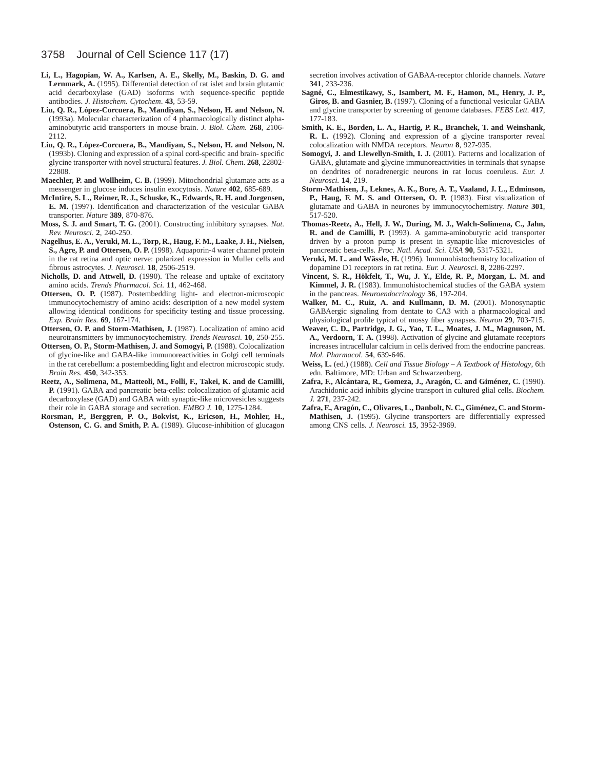**Li, L., Hagopian, W. A., Karlsen, A. E., Skelly, M., Baskin, D. G. and Lernmark, A.** (1995). Differential detection of rat islet and brain glutamic acid decarboxylase (GAD) isoforms with sequence-specific peptide antibodies. *J. Histochem. Cytochem.* **43**, 53-59.

**Liu, Q. R., López-Corcuera, B., Mandiyan, S., Nelson, H. and Nelson, N.** (1993a). Molecular characterization of 4 pharmacologically distinct alpha-aminobutyric acid transporters in mouse brain. *J. Biol. Chem.* **268**, 2106-2112.

**Liu, Q. R., López-Corcuera, B., Mandiyan, S., Nelson, H. and Nelson, N.** (1993b). Cloning and expression of a spinal cord-specific and brain- specific glycine transporter with novel structural features. *J. Biol. Chem.* **268**, 22802-22808.

**Maechler, P. and Wollheim, C. B.** (1999). Mitochondrial glutamate acts as a messenger in glucose induces insulin exocytosis. *Nature* **402**, 685-689.

**McIntire, S. L., Reimer, R. J., Schuske, K., Edwards, R. H. and Jorgensen, E. M.** (1997). Identification and characterization of the vesicular GABA transporter. *Nature* **389**, 870-876.

**Moss, S. J. and Smart, T. G.** (2001). Constructing inhibitory synapses. *Nat. Rev. Neurosci.* **2**, 240-250.

**Nagelhus, E. A., Veruki, M. L., Torp, R., Haug, F. M., Laake, J. H., Nielsen, S., Agre, P. and Ottersen, O. P.** (1998). Aquaporin-4 water channel protein in the rat retina and optic nerve: polarized expression in Muller cells and fibrous astrocytes. *J. Neurosci.* **18**, 2506-2519.

**Nicholls, D. and Attwell, D.** (1990). The release and uptake of excitatory amino acids. *Trends Pharmacol. Sci.* **11**, 462-468.

**Ottersen, O. P.** (1987). Postembedding light- and electron-microscopic immunocytochemistry of amino acids: description of a new model system allowing identical conditions for specificity testing and tissue processing. *Exp. Brain Res.* **69**, 167-174.

**Ottersen, O. P. and Storm-Mathisen, J.** (1987). Localization of amino acid neurotransmitters by immunocytochemistry. *Trends Neurosci.* **10**, 250-255.

**Ottersen, O. P., Storm-Mathisen, J. and Somogyi, P.** (1988). Colocalization of glycine-like and GABA-like immunoreactivities in Golgi cell terminals in the rat cerebellum: a postembedding light and electron microscopic study. *Brain Res.* **450**, 342-353.

**Reetz, A., Solimena, M., Matteoli, M., Folli, F., Takei, K. and de Camilli, P.** (1991). GABA and pancreatic beta-cells: colocalization of glutamic acid decarboxylase (GAD) and GABA with synaptic-like microvesicles suggests their role in GABA storage and secretion. *EMBO J.* **10**, 1275-1284.

**Rorsman, P., Berggren, P. O., Bokvist, K., Ericson, H., Mohler, H., Ostenson, C. G. and Smith, P. A.** (1989). Glucose-inhibition of glucagon secretion involves activation of GABAA-receptor chloride channels. *Nature* **341**, 233-236.

**Sagné, C., Elmestikawy, S., Isambert, M. F., Hamon, M., Henry, J. P., Giros, B. and Gasnier, B.** (1997). Cloning of a functional vesicular GABA and glycine transporter by screening of genome databases. *FEBS Lett.* **417**, 177-183.

**Smith, K. E., Borden, L. A., Hartig, P. R., Branchek, T. and Weinshank, R. L.** (1992). Cloning and expression of a glycine transporter reveal colocalization with NMDA receptors. *Neuron* **8**, 927-935.

**Somogyi, J. and Llewellyn-Smith, I. J.** (2001). Patterns and localization of GABA, glutamate and glycine immunoreactivities in terminals that synapse on dendrites of noradrenergic neurons in rat locus coeruleus. *Eur. J. Neurosci.* **14**, 219.

**Storm-Mathisen, J., Leknes, A. K., Bore, A. T., Vaaland, J. L., Edminson, P., Haug, F. M. S. and Ottersen, O. P.** (1983). First visualization of glutamate and GABA in neurones by immunocytochemistry. *Nature* **301**, 517-520.

**Thomas-Reetz, A., Hell, J. W., During, M. J., Walch-Solimena, C., Jahn, R. and de Camilli, P.** (1993). A gamma-aminobutyric acid transporter driven by a proton pump is present in synaptic-like microvesicles of pancreatic beta-cells. *Proc. Natl. Acad. Sci. USA* **90**, 5317-5321.

**Veruki, M. L. and Wässle, H.** (1996). Immunohistochemistry localization of dopamine D1 receptors in rat retina. *Eur. J. Neurosci.* **8**, 2286-2297.

**Vincent, S. R., Hökfelt, T., Wu, J. Y., Elde, R. P., Morgan, L. M. and Kimmel, J. R.** (1983). Immunohistochemical studies of the GABA system in the pancreas. *Neuroendocrinology* **36**, 197-204.

**Walker, M. C., Ruiz, A. and Kullmann, D. M.** (2001). Monosynaptic GABAergic signaling from dentate to CA3 with a pharmacological and physiological profile typical of mossy fiber synapses. *Neuron* **29**, 703-715.

**Weaver, C. D., Partridge, J. G., Yao, T. L., Moates, J. M., Magnuson, M. A., Verdoorn, T. A.** (1998). Activation of glycine and glutamate receptors increases intracellular calcium in cells derived from the endocrine pancreas. *Mol. Pharmacol.* **54**, 639-646.

**Weiss, L.** (ed.) (1988). *Cell and Tissue Biology – A Textbook of Histology*, 6th edn. Baltimore, MD: Urban and Schwarzenberg.

**Zafra, F., Alcántara, R., Gomeza, J., Aragón, C. and Giménez, C.** (1990). Arachidonic acid inhibits glycine transport in cultured glial cells. *Biochem. J.* **271**, 237-242.

**Zafra, F., Aragón, C., Olivares, L., Danbolt, N. C., Giménez, C. and Storm-Mathisen, J.** (1995). Glycine transporters are differentially expressed among CNS cells. *J. Neurosci.* **15**, 3952-3969.